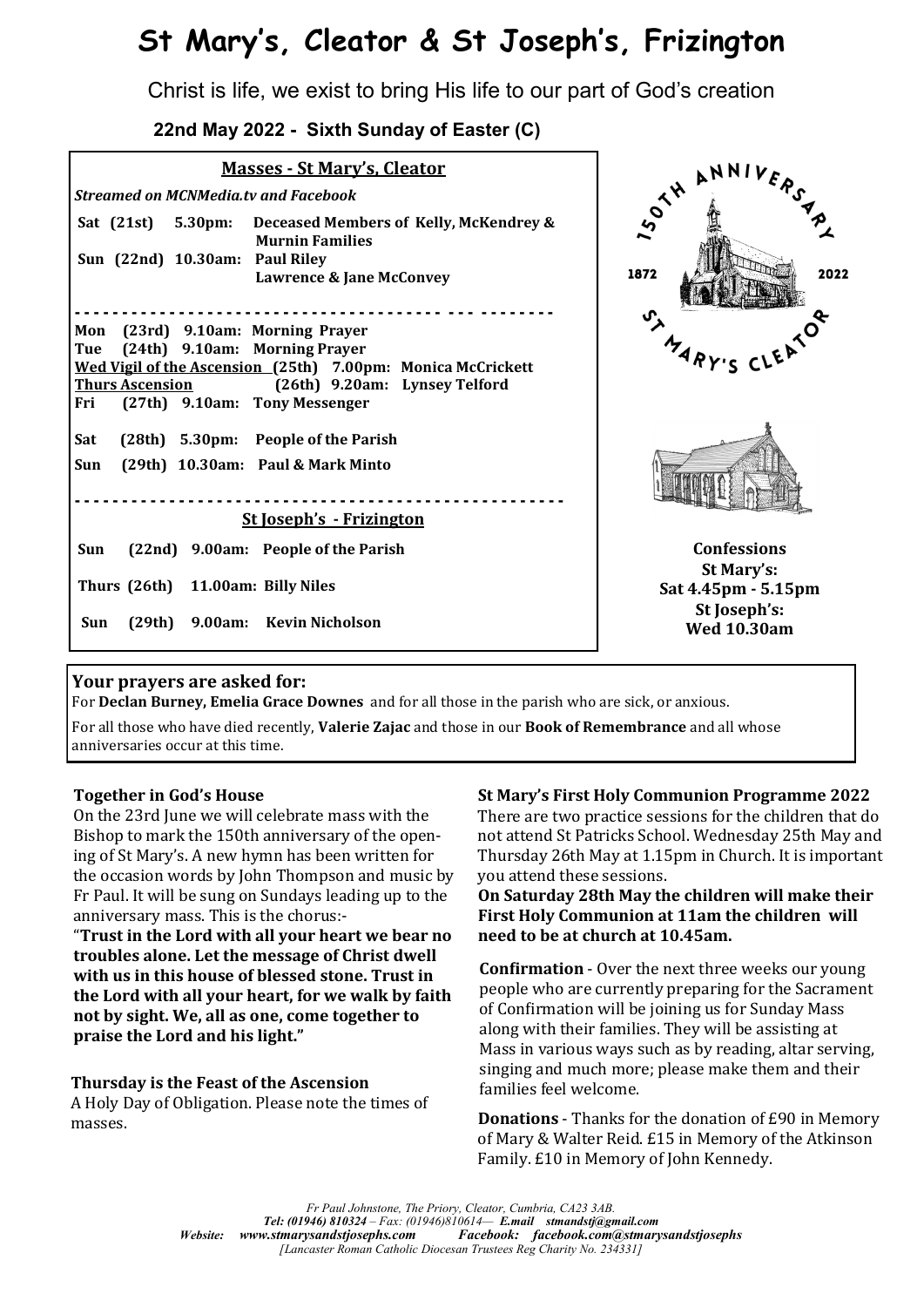# St Mary's, Cleator & St Joseph's, Frizington

Christ is life, we exist to bring His life to our part of God's creation

**22nd May 2022 - Sixth Sunday of Easter (C)**

## Masses - St Mary's, Cleator

*Streamed on MCNMedia.tv and Facebook*

**Sat (21st) 5.30pm: Deceased Members of Kelly, McKendrey & Murnin Families**
**Sun (22nd) 10.30am: Paul Riley**
**Lawrence & Jane McConvey**

- - - - - - - - - - - - - - - - - - - - - - - - - - - - - - - - - - - - - - - - - - - - - - - -

**Mon (23rd) 9.10am: Morning Prayer**
**Tue (24th) 9.10am: Morning Prayer**
**Wed Vigil of the Ascension (25th) 7.00pm: Monica McCrickett**
**Thurs Ascension (26th) 9.20am: Lynsey Telford**
**Fri (27th) 9.10am: Tony Messenger**

**Sat (28th) 5.30pm: People of the Parish**

**Sun (29th) 10.30am: Paul & Mark Minto**

- - - - - - - - - - - - - - - - - - - - - - - - - - - - - - - - - - - - - - - - - - - - - - - -

## St Joseph's - Frizington

**Sun (22nd) 9.00am: People of the Parish**

**Thurs (26th) 11.00am: Billy Niles**

**Sun (29th) 9.00am: Kevin Nicholson**

150TH ANNIVERSARY 1872 2022 ST MARY'S CLEATOR

**Confessions**
**St Mary's:**
**Sat 4.45pm - 5.15pm**
**St Joseph's:**
**Wed 10.30am**

**Your prayers are asked for:**

For **Declan Burney, Emelia Grace Downes** and for all those in the parish who are sick, or anxious.

For all those who have died recently, **Valerie Zajac** and those in our **Book of Remembrance** and all whose anniversaries occur at this time.

### Together in God's House

On the 23rd June we will celebrate mass with the Bishop to mark the 150th anniversary of the opening of St Mary's. A new hymn has been written for the occasion words by John Thompson and music by Fr Paul. It will be sung on Sundays leading up to the anniversary mass. This is the chorus:-

"**Trust in the Lord with all your heart we bear no troubles alone. Let the message of Christ dwell with us in this house of blessed stone. Trust in the Lord with all your heart, for we walk by faith not by sight. We, all as one, come together to praise the Lord and his light.**"

### Thursday is the Feast of the Ascension

A Holy Day of Obligation. Please note the times of masses.

### St Mary's First Holy Communion Programme 2022

There are two practice sessions for the children that do not attend St Patricks School. Wednesday 25th May and Thursday 26th May at 1.15pm in Church. It is important you attend these sessions.

**On Saturday 28th May the children will make their First Holy Communion at 11am the children will need to be at church at 10.45am.**

**Confirmation** - Over the next three weeks our young people who are currently preparing for the Sacrament of Confirmation will be joining us for Sunday Mass along with their families. They will be assisting at Mass in various ways such as by reading, altar serving, singing and much more; please make them and their families feel welcome.

**Donations** - Thanks for the donation of £90 in Memory of Mary & Walter Reid. £15 in Memory of the Atkinson Family. £10 in Memory of John Kennedy.

*Fr Paul Johnstone, The Priory, Cleator, Cumbria, CA23 3AB.*
***Tel: (01946) 810324** – Fax: (01946)810614— **E.mail stmandstj@gmail.com***
***Website: www.stmarysandstjosephs.com Facebook: facebook.com@stmarysandstjosephs***
*[Lancaster Roman Catholic Diocesan Trustees Reg Charity No. 234331]*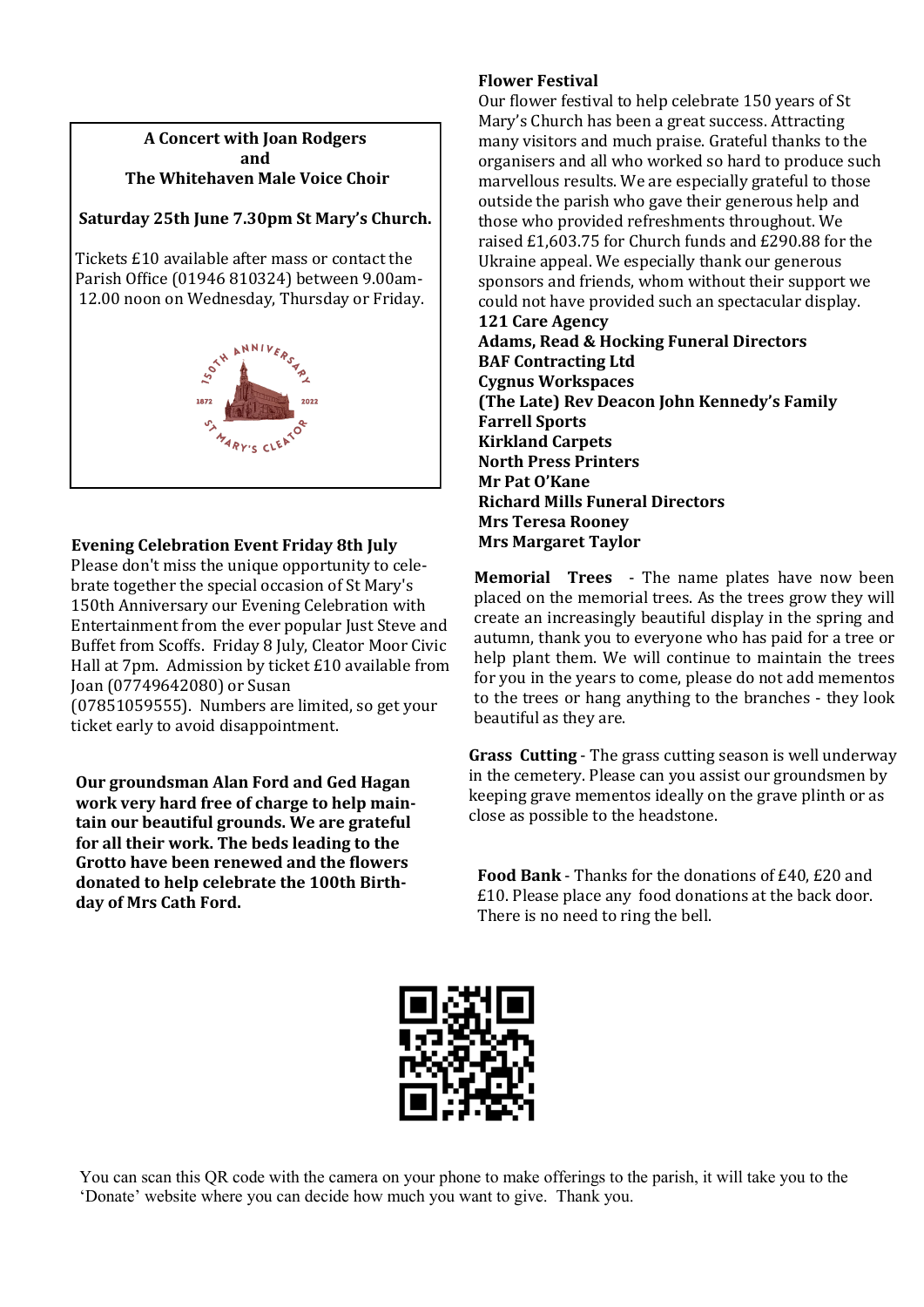**A Concert with Joan Rodgers**
**and**
**The Whitehaven Male Voice Choir**

**Saturday 25th June 7.30pm St Mary's Church.**

Tickets £10 available after mass or contact the Parish Office (01946 810324) between 9.00am-12.00 noon on Wednesday, Thursday or Friday.

150TH ANNIVERSARY
1872 2022
ST MARY'S CLEATOR

**Evening Celebration Event Friday 8th July**

Please don't miss the unique opportunity to celebrate together the special occasion of St Mary's 150th Anniversary our Evening Celebration with Entertainment from the ever popular Just Steve and Buffet from Scoffs. Friday 8 July, Cleator Moor Civic Hall at 7pm. Admission by ticket £10 available from Joan (07749642080) or Susan (07851059555). Numbers are limited, so get your ticket early to avoid disappointment.

**Our groundsman Alan Ford and Ged Hagan work very hard free of charge to help maintain our beautiful grounds. We are grateful for all their work. The beds leading to the Grotto have been renewed and the flowers donated to help celebrate the 100th Birthday of Mrs Cath Ford.**

**Flower Festival**

Our flower festival to help celebrate 150 years of St Mary's Church has been a great success. Attracting many visitors and much praise. Grateful thanks to the organisers and all who worked so hard to produce such marvellous results. We are especially grateful to those outside the parish who gave their generous help and those who provided refreshments throughout. We raised £1,603.75 for Church funds and £290.88 for the Ukraine appeal. We especially thank our generous sponsors and friends, whom without their support we could not have provided such an spectacular display.

**121 Care Agency**
**Adams, Read & Hocking Funeral Directors**
**BAF Contracting Ltd**
**Cygnus Workspaces**
**(The Late) Rev Deacon John Kennedy's Family**
**Farrell Sports**
**Kirkland Carpets**
**North Press Printers**
**Mr Pat O'Kane**
**Richard Mills Funeral Directors**
**Mrs Teresa Rooney**
**Mrs Margaret Taylor**

**Memorial Trees** - The name plates have now been placed on the memorial trees. As the trees grow they will create an increasingly beautiful display in the spring and autumn, thank you to everyone who has paid for a tree or help plant them. We will continue to maintain the trees for you in the years to come, please do not add mementos to the trees or hang anything to the branches - they look beautiful as they are.

**Grass Cutting** - The grass cutting season is well underway in the cemetery. Please can you assist our groundsmen by keeping grave mementos ideally on the grave plinth or as close as possible to the headstone.

**Food Bank** - Thanks for the donations of £40, £20 and £10. Please place any food donations at the back door. There is no need to ring the bell.

You can scan this QR code with the camera on your phone to make offerings to the parish, it will take you to the 'Donate' website where you can decide how much you want to give. Thank you.